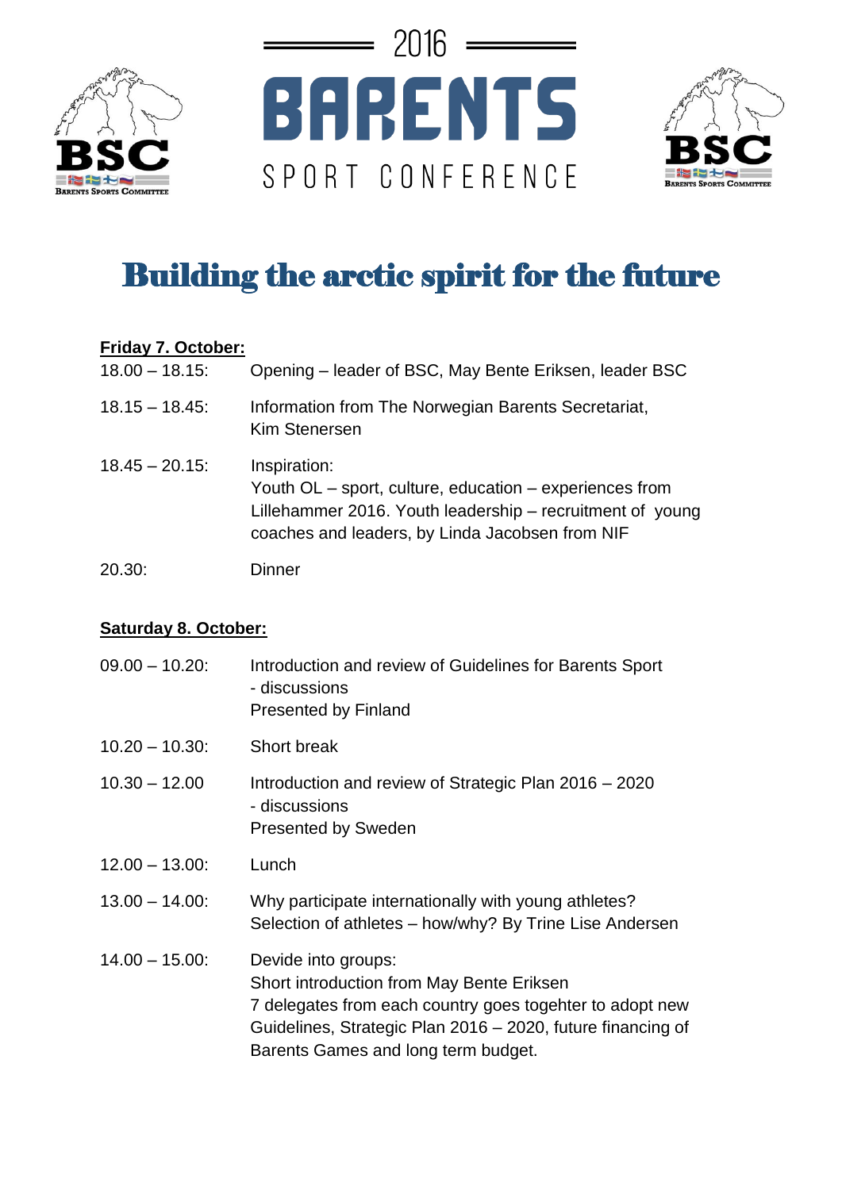2016

# BARENTS

SPORT CONFERENCE

BSC — Barents Sports Committee

## Building the arctic spirit for the future

**Friday 7. October:**

| | |
|---|---|
| 18.00 – 18.15: | Opening – leader of BSC, May Bente Eriksen, leader BSC |
| 18.15 – 18.45: | Information from The Norwegian Barents Secretariat, Kim Stenersen |
| 18.45 – 20.15: | Inspiration: Youth OL – sport, culture, education – experiences from Lillehammer 2016. Youth leadership – recruitment of young coaches and leaders, by Linda Jacobsen from NIF |
| 20.30: | Dinner |

**Saturday 8. October:**

| | |
|---|---|
| 09.00 – 10.20: | Introduction and review of Guidelines for Barents Sport - discussions Presented by Finland |
| 10.20 – 10.30: | Short break |
| 10.30 – 12.00 | Introduction and review of Strategic Plan 2016 – 2020 - discussions Presented by Sweden |
| 12.00 – 13.00: | Lunch |
| 13.00 – 14.00: | Why participate internationally with young athletes? Selection of athletes – how/why? By Trine Lise Andersen |
| 14.00 – 15.00: | Devide into groups: Short introduction from May Bente Eriksen 7 delegates from each country goes togehter to adopt new Guidelines, Strategic Plan 2016 – 2020, future financing of Barents Games and long term budget. |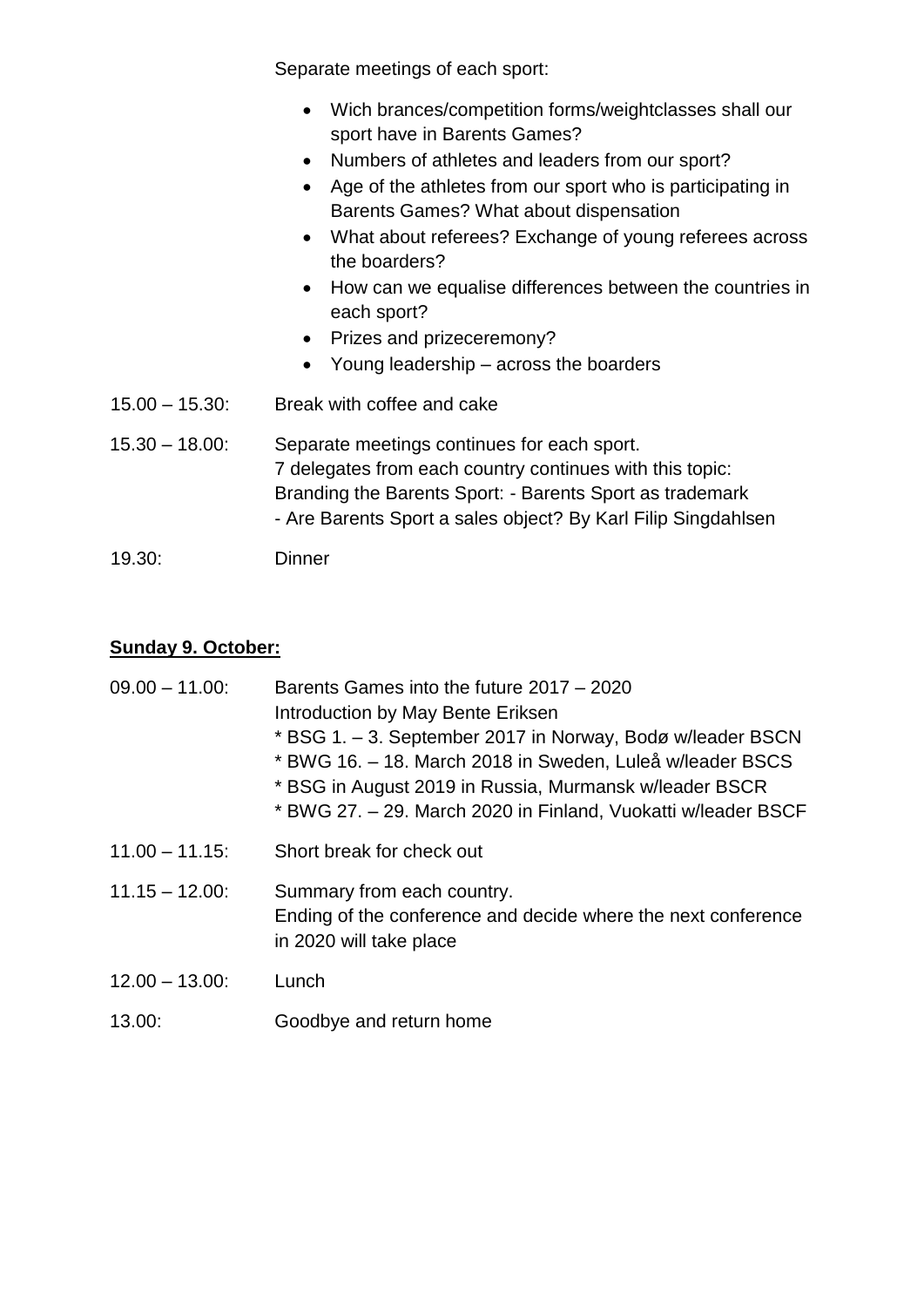Separate meetings of each sport:

- Wich brances/competition forms/weightclasses shall our sport have in Barents Games?
- Numbers of athletes and leaders from our sport?
- Age of the athletes from our sport who is participating in Barents Games? What about dispensation
- What about referees? Exchange of young referees across the boarders?
- How can we equalise differences between the countries in each sport?
- Prizes and prizeceremony?
- Young leadership – across the boarders

15.00 – 15.30: Break with coffee and cake

15.30 – 18.00: Separate meetings continues for each sport.
7 delegates from each country continues with this topic:
Branding the Barents Sport: - Barents Sport as trademark
- Are Barents Sport a sales object? By Karl Filip Singdahlsen

19.30: Dinner

**Sunday 9. October:**

09.00 – 11.00: Barents Games into the future 2017 – 2020
Introduction by May Bente Eriksen
* BSG 1. – 3. September 2017 in Norway, Bodø w/leader BSCN
* BWG 16. – 18. March 2018 in Sweden, Luleå w/leader BSCS
* BSG in August 2019 in Russia, Murmansk w/leader BSCR
* BWG 27. – 29. March 2020 in Finland, Vuokatti w/leader BSCF

11.00 – 11.15: Short break for check out

11.15 – 12.00: Summary from each country.
Ending of the conference and decide where the next conference in 2020 will take place

12.00 – 13.00: Lunch

13.00: Goodbye and return home